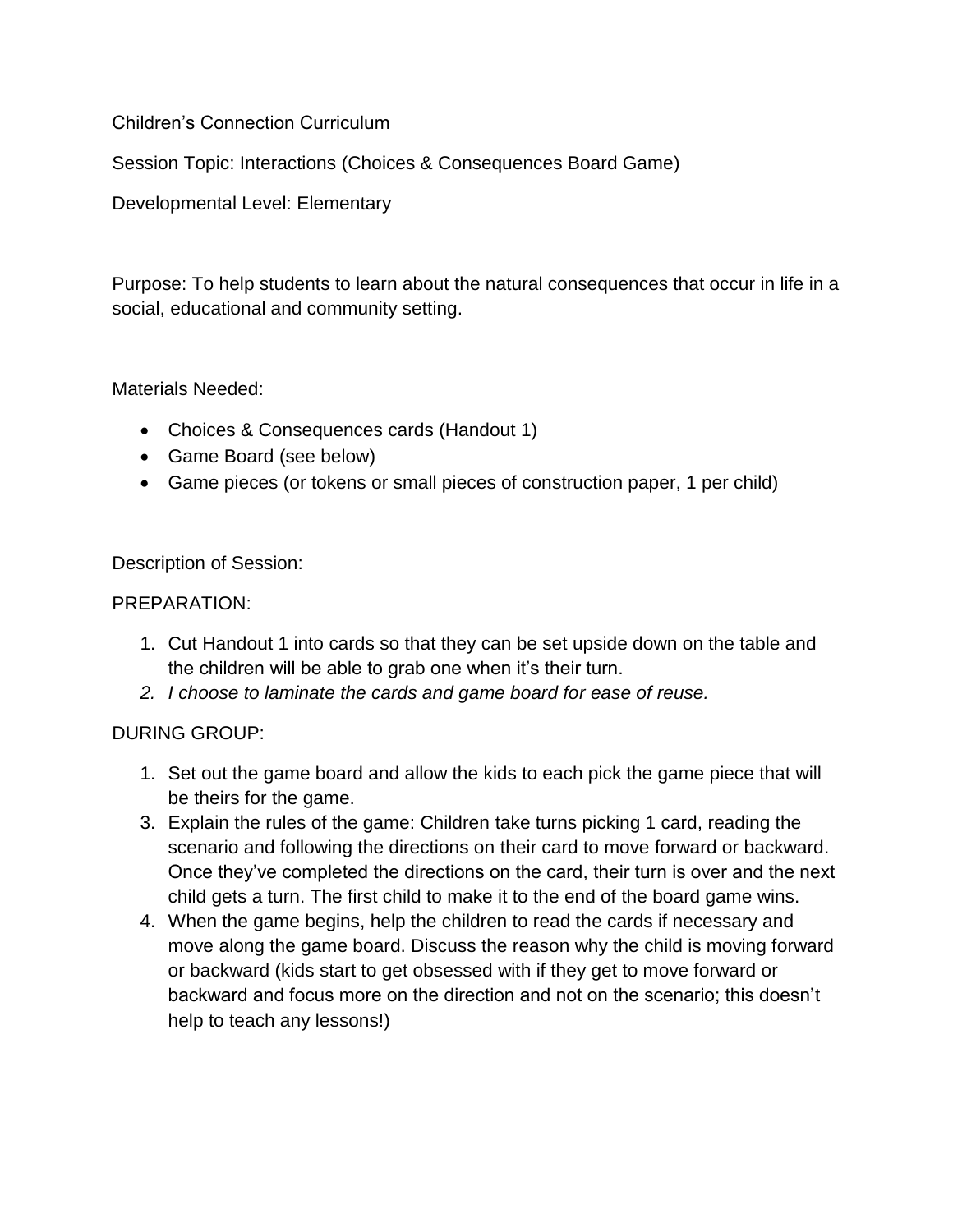Children's Connection Curriculum

Session Topic: Interactions (Choices & Consequences Board Game)

Developmental Level: Elementary

Purpose: To help students to learn about the natural consequences that occur in life in a social, educational and community setting.

Materials Needed:

- Choices & Consequences cards (Handout 1)
- Game Board (see below)
- Game pieces (or tokens or small pieces of construction paper, 1 per child)

Description of Session:

PREPARATION:

1. Cut Handout 1 into cards so that they can be set upside down on the table and the children will be able to grab one when it's their turn.
2. *I choose to laminate the cards and game board for ease of reuse.*

DURING GROUP:

1. Set out the game board and allow the kids to each pick the game piece that will be theirs for the game.
3. Explain the rules of the game: Children take turns picking 1 card, reading the scenario and following the directions on their card to move forward or backward. Once they've completed the directions on the card, their turn is over and the next child gets a turn. The first child to make it to the end of the board game wins.
4. When the game begins, help the children to read the cards if necessary and move along the game board. Discuss the reason why the child is moving forward or backward (kids start to get obsessed with if they get to move forward or backward and focus more on the direction and not on the scenario; this doesn't help to teach any lessons!)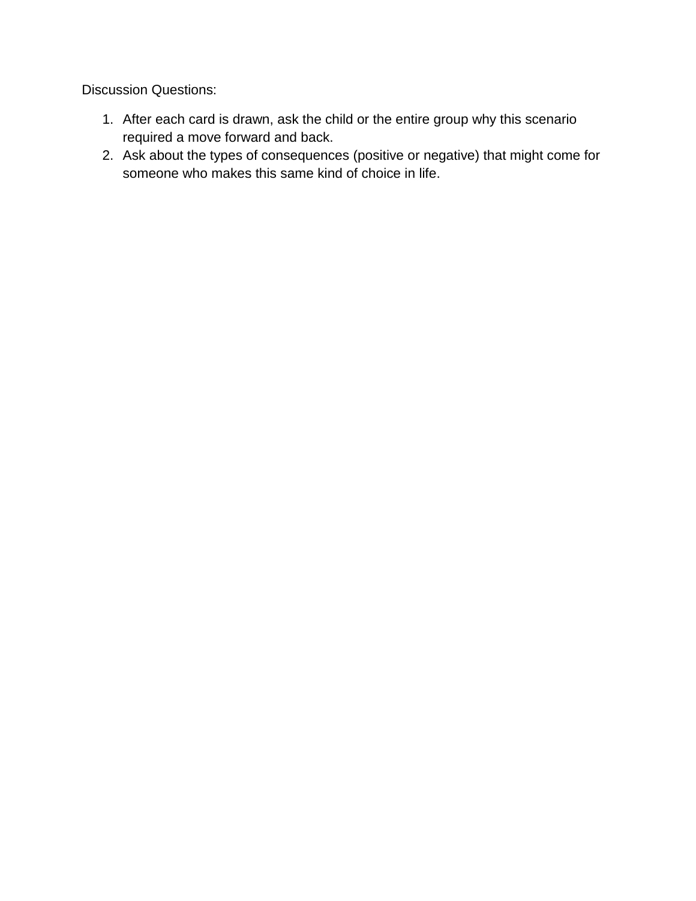Discussion Questions:

1. After each card is drawn, ask the child or the entire group why this scenario required a move forward and back.
2. Ask about the types of consequences (positive or negative) that might come for someone who makes this same kind of choice in life.